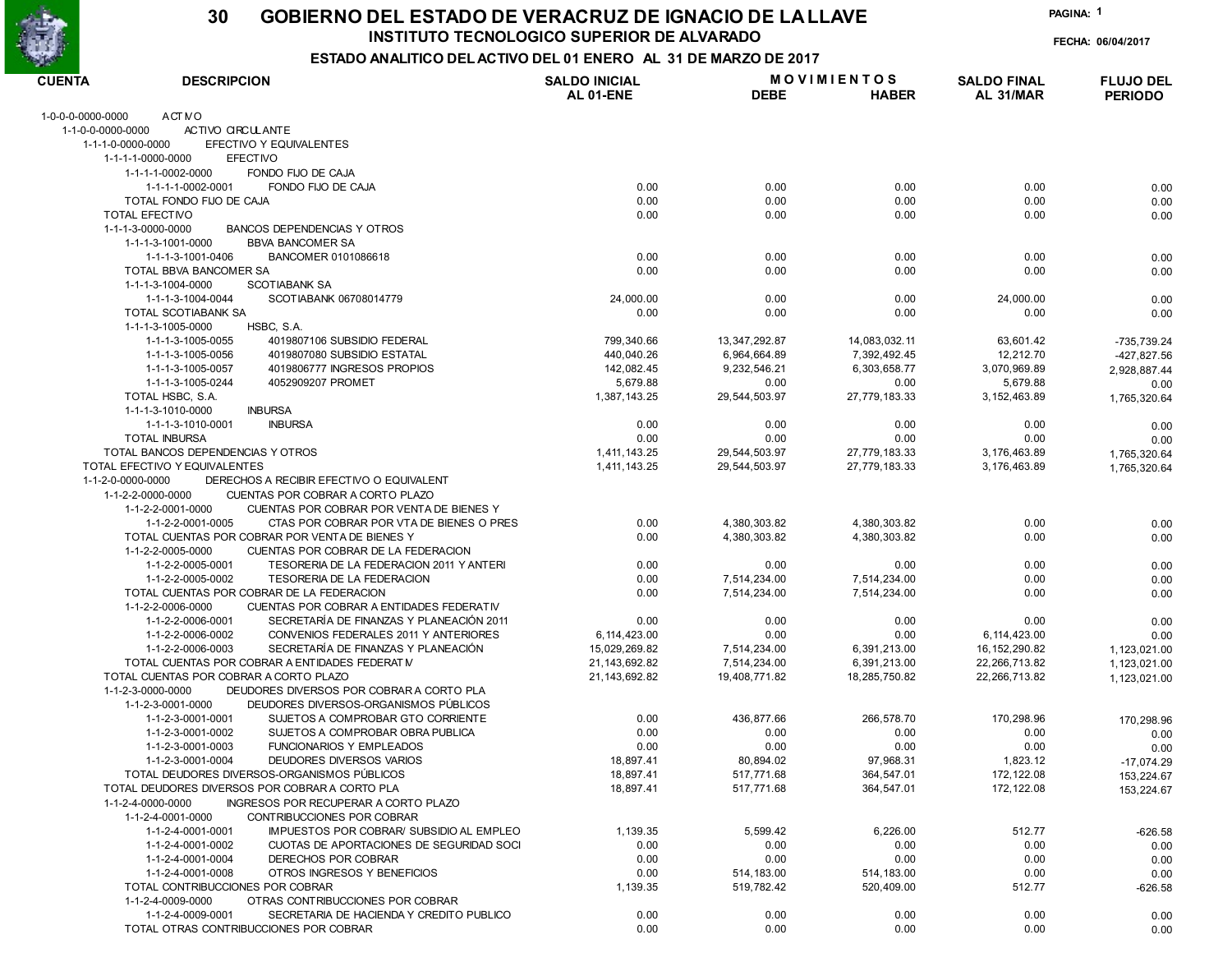# GOBIERNO DEL ESTADO DE VERACRUZ DE IGNACIO DE LA LLAVE

## INSTITUTO TECNOLOGICO SUPERIOR DE ALVARADO

### ESTADO ANALITICO DEL ACTIVO DEL 01 ENERO AL 31 DE MARZO DE 2017

FECHA: 06/04/2017

| CUENTA | DESCRIPCION | SALDO INICIAL AL 01-ENE | MOVIMIENTOS DEBE | MOVIMIENTOS HABER | SALDO FINAL AL 31/MAR | FLUJO DEL PERIODO |
|---|---|---|---|---|---|---|
| 1-0-0-0-0000-0000 | ACTIVO | | | | | |
| 1-1-0-0-0000-0000 | ACTIVO CIRCULANTE | | | | | |
| 1-1-1-0-0000-0000 | EFECTIVO Y EQUIVALENTES | | | | | |
| 1-1-1-1-0000-0000 | EFECTIVO | | | | | |
| 1-1-1-1-0002-0000 | FONDO FIJO DE CAJA | | | | | |
| 1-1-1-1-0002-0001 | FONDO FIJO DE CAJA | 0.00 | 0.00 | 0.00 | 0.00 | 0.00 |
| | TOTAL FONDO FIJO DE CAJA | 0.00 | 0.00 | 0.00 | 0.00 | 0.00 |
| | TOTAL EFECTIVO | 0.00 | 0.00 | 0.00 | 0.00 | 0.00 |
| 1-1-1-3-0000-0000 | BANCOS DEPENDENCIAS Y OTROS | | | | | |
| 1-1-1-3-1001-0000 | BBVA BANCOMER SA | | | | | |
| 1-1-1-3-1001-0406 | BANCOMER 0101086618 | 0.00 | 0.00 | 0.00 | 0.00 | 0.00 |
| | TOTAL BBVA BANCOMER SA | 0.00 | 0.00 | 0.00 | 0.00 | 0.00 |
| 1-1-1-3-1004-0000 | SCOTIABANK SA | | | | | |
| 1-1-1-3-1004-0044 | SCOTIABANK 06708014779 | 24,000.00 | 0.00 | 0.00 | 24,000.00 | 0.00 |
| | TOTAL SCOTIABANK SA | 0.00 | 0.00 | 0.00 | 0.00 | 0.00 |
| 1-1-1-3-1005-0000 | HSBC, S.A. | | | | | |
| 1-1-1-3-1005-0055 | 4019807106 SUBSIDIO FEDERAL | 799,340.66 | 13,347,292.87 | 14,083,032.11 | 63,601.42 | -735,739.24 |
| 1-1-1-3-1005-0056 | 4019807080 SUBSIDIO ESTATAL | 440,040.26 | 6,964,664.89 | 7,392,492.45 | 12,212.70 | -427,827.56 |
| 1-1-1-3-1005-0057 | 4019806777 INGRESOS PROPIOS | 142,082.45 | 9,232,546.21 | 6,303,658.77 | 3,070,969.89 | 2,928,887.44 |
| 1-1-1-3-1005-0244 | 4052909207 PROMET | 5,679.88 | 0.00 | 0.00 | 5,679.88 | 0.00 |
| | TOTAL HSBC, S.A. | 1,387,143.25 | 29,544,503.97 | 27,779,183.33 | 3,152,463.89 | 1,765,320.64 |
| 1-1-1-3-1010-0000 | INBURSA | | | | | |
| 1-1-1-3-1010-0001 | INBURSA | 0.00 | 0.00 | 0.00 | 0.00 | 0.00 |
| | TOTAL INBURSA | 0.00 | 0.00 | 0.00 | 0.00 | 0.00 |
| | TOTAL BANCOS DEPENDENCIAS Y OTROS | 1,411,143.25 | 29,544,503.97 | 27,779,183.33 | 3,176,463.89 | 1,765,320.64 |
| | TOTAL EFECTIVO Y EQUIVALENTES | 1,411,143.25 | 29,544,503.97 | 27,779,183.33 | 3,176,463.89 | 1,765,320.64 |
| 1-1-2-0-0000-0000 | DERECHOS A RECIBIR EFECTIVO O EQUIVALENT | | | | | |
| 1-1-2-2-0000-0000 | CUENTAS POR COBRAR A CORTO PLAZO | | | | | |
| 1-1-2-2-0001-0000 | CUENTAS POR COBRAR POR VENTA DE BIENES Y | | | | | |
| 1-1-2-2-0001-0005 | CTAS POR COBRAR POR VTA DE BIENES O PRES | 0.00 | 4,380,303.82 | 4,380,303.82 | 0.00 | 0.00 |
| | TOTAL CUENTAS POR COBRAR POR VENTA DE BIENES Y | 0.00 | 4,380,303.82 | 4,380,303.82 | 0.00 | 0.00 |
| 1-1-2-2-0005-0000 | CUENTAS POR COBRAR DE LA FEDERACION | | | | | |
| 1-1-2-2-0005-0001 | TESORERIA DE LA FEDERACION 2011 Y ANTERI | 0.00 | 0.00 | 0.00 | 0.00 | 0.00 |
| 1-1-2-2-0005-0002 | TESORERIA DE LA FEDERACION | 0.00 | 7,514,234.00 | 7,514,234.00 | 0.00 | 0.00 |
| | TOTAL CUENTAS POR COBRAR DE LA FEDERACION | 0.00 | 7,514,234.00 | 7,514,234.00 | 0.00 | 0.00 |
| 1-1-2-2-0006-0000 | CUENTAS POR COBRAR A ENTIDADES FEDERATIV | | | | | |
| 1-1-2-2-0006-0001 | SECRETARÍA DE FINANZAS Y PLANEACIÓN 2011 | 0.00 | 0.00 | 0.00 | 0.00 | 0.00 |
| 1-1-2-2-0006-0002 | CONVENIOS FEDERALES 2011 Y ANTERIORES | 6,114,423.00 | 0.00 | 0.00 | 6,114,423.00 | 0.00 |
| 1-1-2-2-0006-0003 | SECRETARÍA DE FINANZAS Y PLANEACIÓN | 15,029,269.82 | 7,514,234.00 | 6,391,213.00 | 16,152,290.82 | 1,123,021.00 |
| | TOTAL CUENTAS POR COBRAR A ENTIDADES FEDERATIV | 21,143,692.82 | 7,514,234.00 | 6,391,213.00 | 22,266,713.82 | 1,123,021.00 |
| | TOTAL CUENTAS POR COBRAR A CORTO PLAZO | 21,143,692.82 | 19,408,771.82 | 18,285,750.82 | 22,266,713.82 | 1,123,021.00 |
| 1-1-2-3-0000-0000 | DEUDORES DIVERSOS POR COBRAR A CORTO PLA | | | | | |
| 1-1-2-3-0001-0000 | DEUDORES DIVERSOS-ORGANISMOS PÚBLICOS | | | | | |
| 1-1-2-3-0001-0001 | SUJETOS A COMPROBAR GTO CORRIENTE | 0.00 | 436,877.66 | 266,578.70 | 170,298.96 | 170,298.96 |
| 1-1-2-3-0001-0002 | SUJETOS A COMPROBAR OBRA PUBLICA | 0.00 | 0.00 | 0.00 | 0.00 | 0.00 |
| 1-1-2-3-0001-0003 | FUNCIONARIOS Y EMPLEADOS | 0.00 | 0.00 | 0.00 | 0.00 | 0.00 |
| 1-1-2-3-0001-0004 | DEUDORES DIVERSOS VARIOS | 18,897.41 | 80,894.02 | 97,968.31 | 1,823.12 | -17,074.29 |
| | TOTAL DEUDORES DIVERSOS-ORGANISMOS PÚBLICOS | 18,897.41 | 517,771.68 | 364,547.01 | 172,122.08 | 153,224.67 |
| | TOTAL DEUDORES DIVERSOS POR COBRAR A CORTO PLA | 18,897.41 | 517,771.68 | 364,547.01 | 172,122.08 | 153,224.67 |
| 1-1-2-4-0000-0000 | INGRESOS POR RECUPERAR A CORTO PLAZO | | | | | |
| 1-1-2-4-0001-0000 | CONTRIBUCCIONES POR COBRAR | | | | | |
| 1-1-2-4-0001-0001 | IMPUESTOS POR COBRAR/ SUBSIDIO AL EMPLEO | 1,139.35 | 5,599.42 | 6,226.00 | 512.77 | -626.58 |
| 1-1-2-4-0001-0002 | CUOTAS DE APORTACIONES DE SEGURIDAD SOCI | 0.00 | 0.00 | 0.00 | 0.00 | 0.00 |
| 1-1-2-4-0001-0004 | DERECHOS POR COBRAR | 0.00 | 0.00 | 0.00 | 0.00 | 0.00 |
| 1-1-2-4-0001-0008 | OTROS INGRESOS Y BENEFICIOS | 0.00 | 514,183.00 | 514,183.00 | 0.00 | 0.00 |
| | TOTAL CONTRIBUCCIONES POR COBRAR | 1,139.35 | 519,782.42 | 520,409.00 | 512.77 | -626.58 |
| 1-1-2-4-0009-0000 | OTRAS CONTRIBUCCIONES POR COBRAR | | | | | |
| 1-1-2-4-0009-0001 | SECRETARIA DE HACIENDA Y CREDITO PUBLICO | 0.00 | 0.00 | 0.00 | 0.00 | 0.00 |
| | TOTAL OTRAS CONTRIBUCCIONES POR COBRAR | 0.00 | 0.00 | 0.00 | 0.00 | 0.00 |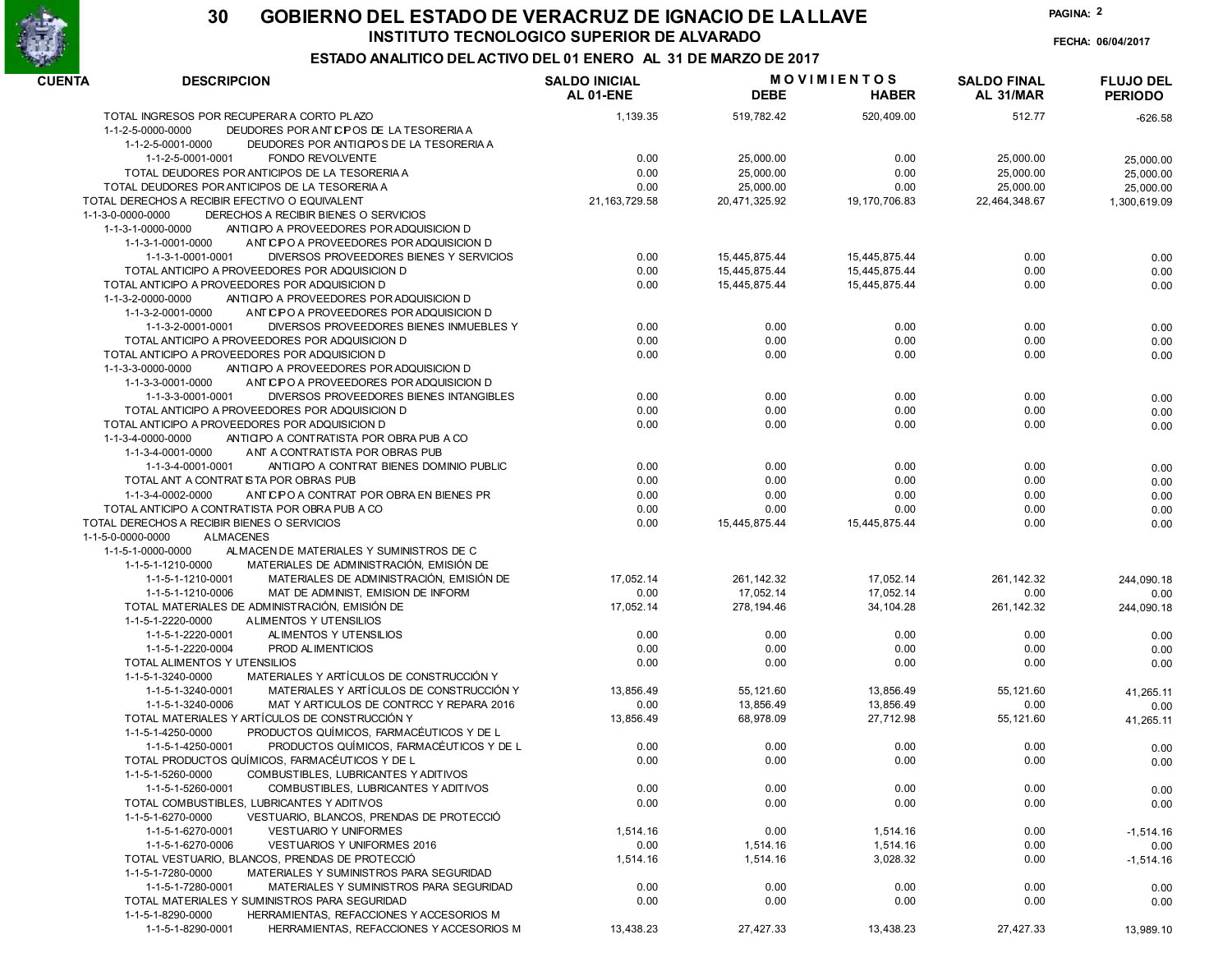# 30 GOBIERNO DEL ESTADO DE VERACRUZ DE IGNACIO DE LA LLAVE

## INSTITUTO TECNOLOGICO SUPERIOR DE ALVARADO

### ESTADO ANALITICO DEL ACTIVO DEL 01 ENERO AL 31 DE MARZO DE 2017

PAGINA: 2

FECHA: 06/04/2017

| CUENTA | DESCRIPCION | SALDO INICIAL AL 01-ENE | MOVIMIENTOS DEBE | HABER | SALDO FINAL AL 31/MAR | FLUJO DEL PERIODO |
|---|---|---|---|---|---|---|
| | TOTAL INGRESOS POR RECUPERAR A CORTO PLAZO | 1,139.35 | 519,782.42 | 520,409.00 | 512.77 | -626.58 |
| 1-1-2-5-0000-0000 | DEUDORES POR ANTICIPOS DE LA TESORERIA A | | | | | |
| 1-1-2-5-0001-0000 | DEUDORES POR ANTICIPOS DE LA TESORERIA A | | | | | |
| 1-1-2-5-0001-0001 | FONDO REVOLVENTE | 0.00 | 25,000.00 | 0.00 | 25,000.00 | 25,000.00 |
| | TOTAL DEUDORES POR ANTICIPOS DE LA TESORERIA A | 0.00 | 25,000.00 | 0.00 | 25,000.00 | 25,000.00 |
| | TOTAL DEUDORES POR ANTICIPOS DE LA TESORERIA A | 0.00 | 25,000.00 | 0.00 | 25,000.00 | 25,000.00 |
| | TOTAL DERECHOS A RECIBIR EFECTIVO O EQUIVALENT | 21,163,729.58 | 20,471,325.92 | 19,170,706.83 | 22,464,348.67 | 1,300,619.09 |
| 1-1-3-0-0000-0000 | DERECHOS A RECIBIR BIENES O SERVICIOS | | | | | |
| 1-1-3-1-0000-0000 | ANTICIPO A PROVEEDORES POR ADQUISICION D | | | | | |
| 1-1-3-1-0001-0000 | ANTICIPO A PROVEEDORES POR ADQUISICION D | | | | | |
| 1-1-3-1-0001-0001 | DIVERSOS PROVEEDORES BIENES Y SERVICIOS | 0.00 | 15,445,875.44 | 15,445,875.44 | 0.00 | 0.00 |
| | TOTAL ANTICIPO A PROVEEDORES POR ADQUISICION D | 0.00 | 15,445,875.44 | 15,445,875.44 | 0.00 | 0.00 |
| | TOTAL ANTICIPO A PROVEEDORES POR ADQUISICION D | 0.00 | 15,445,875.44 | 15,445,875.44 | 0.00 | 0.00 |
| 1-1-3-2-0000-0000 | ANTICIPO A PROVEEDORES POR ADQUISICION D | | | | | |
| 1-1-3-2-0001-0000 | ANTICIPO A PROVEEDORES POR ADQUISICION D | | | | | |
| 1-1-3-2-0001-0001 | DIVERSOS PROVEEDORES BIENES INMUEBLES Y | 0.00 | 0.00 | 0.00 | 0.00 | 0.00 |
| | TOTAL ANTICIPO A PROVEEDORES POR ADQUISICION D | 0.00 | 0.00 | 0.00 | 0.00 | 0.00 |
| | TOTAL ANTICIPO A PROVEEDORES POR ADQUISICION D | 0.00 | 0.00 | 0.00 | 0.00 | 0.00 |
| 1-1-3-3-0000-0000 | ANTICIPO A PROVEEDORES POR ADQUISICION D | | | | | |
| 1-1-3-3-0001-0000 | ANTICIPO A PROVEEDORES POR ADQUISICION D | | | | | |
| 1-1-3-3-0001-0001 | DIVERSOS PROVEEDORES BIENES INTANGIBLES | 0.00 | 0.00 | 0.00 | 0.00 | 0.00 |
| | TOTAL ANTICIPO A PROVEEDORES POR ADQUISICION D | 0.00 | 0.00 | 0.00 | 0.00 | 0.00 |
| | TOTAL ANTICIPO A PROVEEDORES POR ADQUISICION D | 0.00 | 0.00 | 0.00 | 0.00 | 0.00 |
| 1-1-3-4-0000-0000 | ANTICIPO A CONTRATISTA POR OBRA PUB A CO | | | | | |
| 1-1-3-4-0001-0000 | ANT A CONTRATISTA POR OBRAS PUB | | | | | |
| 1-1-3-4-0001-0001 | ANTICIPO A CONTRAT BIENES DOMINIO PUBLIC | 0.00 | 0.00 | 0.00 | 0.00 | 0.00 |
| | TOTAL ANT A CONTRATISTA POR OBRAS PUB | 0.00 | 0.00 | 0.00 | 0.00 | 0.00 |
| 1-1-3-4-0002-0000 | ANTICIPO A CONTRAT POR OBRA EN BIENES PR | 0.00 | 0.00 | 0.00 | 0.00 | 0.00 |
| | TOTAL ANTICIPO A CONTRATISTA POR OBRA PUB A CO | 0.00 | 0.00 | 0.00 | 0.00 | 0.00 |
| | TOTAL DERECHOS A RECIBIR BIENES O SERVICIOS | 0.00 | 15,445,875.44 | 15,445,875.44 | 0.00 | 0.00 |
| 1-1-5-0-0000-0000 | ALMACENES | | | | | |
| 1-1-5-1-0000-0000 | ALMACEN DE MATERIALES Y SUMINISTROS DE C | | | | | |
| 1-1-5-1-1210-0000 | MATERIALES DE ADMINISTRACIÓN, EMISIÓN DE | | | | | |
| 1-1-5-1-1210-0001 | MATERIALES DE ADMINISTRACIÓN, EMISIÓN DE | 17,052.14 | 261,142.32 | 17,052.14 | 261,142.32 | 244,090.18 |
| 1-1-5-1-1210-0006 | MAT DE ADMINIST, EMISION DE INFORM | 0.00 | 17,052.14 | 17,052.14 | 0.00 | 0.00 |
| | TOTAL MATERIALES DE ADMINISTRACIÓN, EMISIÓN DE | 17,052.14 | 278,194.46 | 34,104.28 | 261,142.32 | 244,090.18 |
| 1-1-5-1-2220-0000 | ALIMENTOS Y UTENSILIOS | | | | | |
| 1-1-5-1-2220-0001 | ALIMENTOS Y UTENSILIOS | 0.00 | 0.00 | 0.00 | 0.00 | 0.00 |
| 1-1-5-1-2220-0004 | PROD ALIMENTICIOS | 0.00 | 0.00 | 0.00 | 0.00 | 0.00 |
| | TOTAL ALIMENTOS Y UTENSILIOS | 0.00 | 0.00 | 0.00 | 0.00 | 0.00 |
| 1-1-5-1-3240-0000 | MATERIALES Y ARTÍCULOS DE CONSTRUCCIÓN Y | | | | | |
| 1-1-5-1-3240-0001 | MATERIALES Y ARTÍCULOS DE CONSTRUCCIÓN Y | 13,856.49 | 55,121.60 | 13,856.49 | 55,121.60 | 41,265.11 |
| 1-1-5-1-3240-0006 | MAT Y ARTICULOS DE CONTRCC Y REPARA 2016 | 0.00 | 13,856.49 | 13,856.49 | 0.00 | 0.00 |
| | TOTAL MATERIALES Y ARTÍCULOS DE CONSTRUCCIÓN Y | 13,856.49 | 68,978.09 | 27,712.98 | 55,121.60 | 41,265.11 |
| 1-1-5-1-4250-0000 | PRODUCTOS QUÍMICOS, FARMACÉUTICOS Y DE L | | | | | |
| 1-1-5-1-4250-0001 | PRODUCTOS QUÍMICOS, FARMACÉUTICOS Y DE L | 0.00 | 0.00 | 0.00 | 0.00 | 0.00 |
| | TOTAL PRODUCTOS QUÍMICOS, FARMACÉUTICOS Y DE L | 0.00 | 0.00 | 0.00 | 0.00 | 0.00 |
| 1-1-5-1-5260-0000 | COMBUSTIBLES, LUBRICANTES Y ADITIVOS | | | | | |
| 1-1-5-1-5260-0001 | COMBUSTIBLES, LUBRICANTES Y ADITIVOS | 0.00 | 0.00 | 0.00 | 0.00 | 0.00 |
| | TOTAL COMBUSTIBLES, LUBRICANTES Y ADITIVOS | 0.00 | 0.00 | 0.00 | 0.00 | 0.00 |
| 1-1-5-1-6270-0000 | VESTUARIO, BLANCOS, PRENDAS DE PROTECCIÓ | | | | | |
| 1-1-5-1-6270-0001 | VESTUARIO Y UNIFORMES | 1,514.16 | 0.00 | 1,514.16 | 0.00 | -1,514.16 |
| 1-1-5-1-6270-0006 | VESTUARIOS Y UNIFORMES 2016 | 0.00 | 1,514.16 | 1,514.16 | 0.00 | 0.00 |
| | TOTAL VESTUARIO, BLANCOS, PRENDAS DE PROTECCIÓ | 1,514.16 | 1,514.16 | 3,028.32 | 0.00 | -1,514.16 |
| 1-1-5-1-7280-0000 | MATERIALES Y SUMINISTROS PARA SEGURIDAD | | | | | |
| 1-1-5-1-7280-0001 | MATERIALES Y SUMINISTROS PARA SEGURIDAD | 0.00 | 0.00 | 0.00 | 0.00 | 0.00 |
| | TOTAL MATERIALES Y SUMINISTROS PARA SEGURIDAD | 0.00 | 0.00 | 0.00 | 0.00 | 0.00 |
| 1-1-5-1-8290-0000 | HERRAMIENTAS, REFACCIONES Y ACCESORIOS M | | | | | |
| 1-1-5-1-8290-0001 | HERRAMIENTAS, REFACCIONES Y ACCESORIOS M | 13,438.23 | 27,427.33 | 13,438.23 | 27,427.33 | 13,989.10 |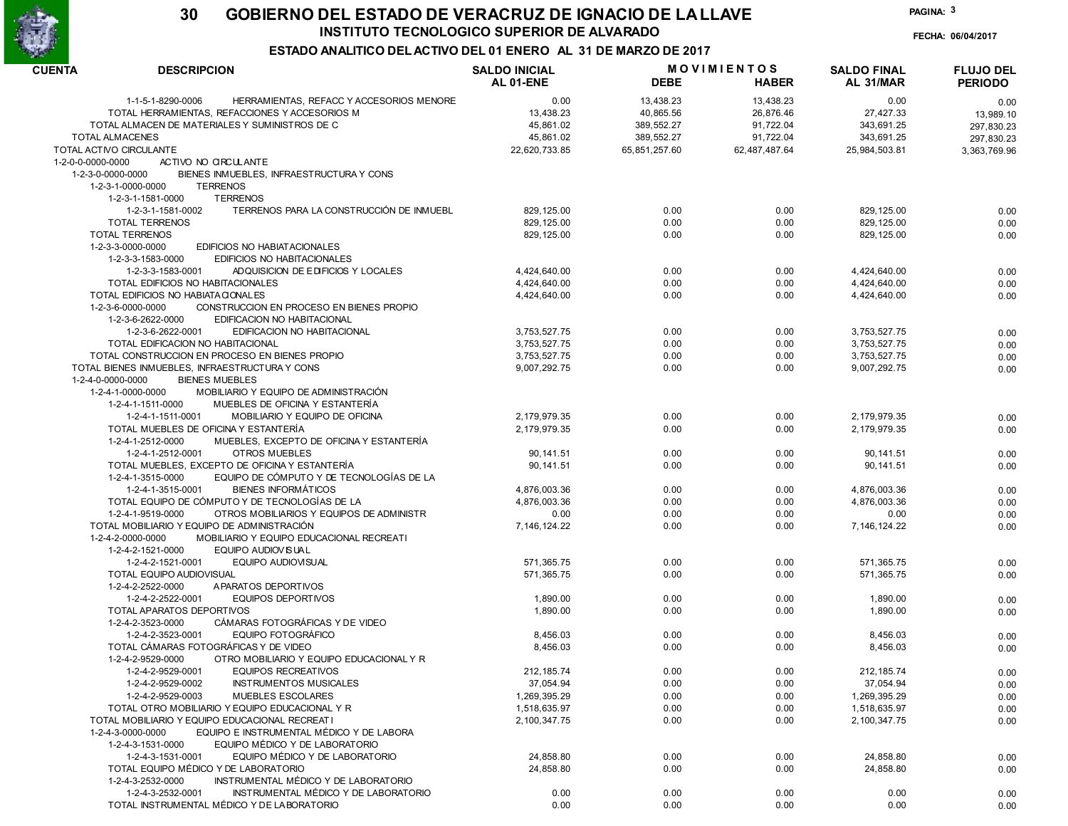# 30 GOBIERNO DEL ESTADO DE VERACRUZ DE IGNACIO DE LA LLAVE

## INSTITUTO TECNOLOGICO SUPERIOR DE ALVARADO

### ESTADO ANALITICO DEL ACTIVO DEL 01 ENERO AL 31 DE MARZO DE 2017

FECHA: 06/04/2017

| CUENTA | DESCRIPCION | SALDO INICIAL AL 01-ENE | MOVIMIENTOS DEBE | MOVIMIENTOS HABER | SALDO FINAL AL 31/MAR | FLUJO DEL PERIODO |
|---|---|---|---|---|---|---|
| 1-1-5-1-8290-0006 | HERRAMIENTAS, REFACC Y ACCESORIOS MENORE | 0.00 | 13,438.23 | 13,438.23 | 0.00 | 0.00 |
| | TOTAL HERRAMIENTAS, REFACCIONES Y ACCESORIOS M | 13,438.23 | 40,865.56 | 26,876.46 | 27,427.33 | 13,989.10 |
| | TOTAL ALMACEN DE MATERIALES Y SUMINISTROS DE C | 45,861.02 | 389,552.27 | 91,722.04 | 343,691.25 | 297,830.23 |
| | TOTAL ALMACENES | 45,861.02 | 389,552.27 | 91,722.04 | 343,691.25 | 297,830.23 |
| | TOTAL ACTIVO CIRCULANTE | 22,620,733.85 | 65,851,257.60 | 62,487,487.64 | 25,984,503.81 | 3,363,769.96 |
| 1-2-0-0-0000-0000 | ACTIVO NO CIRCULANTE | | | | | |
| 1-2-3-0-0000-0000 | BIENES INMUEBLES, INFRAESTRUCTURA Y CONS | | | | | |
| 1-2-3-1-0000-0000 | TERRENOS | | | | | |
| 1-2-3-1-1581-0000 | TERRENOS | | | | | |
| 1-2-3-1-1581-0002 | TERRENOS PARA LA CONSTRUCCIÓN DE INMUEBL | 829,125.00 | 0.00 | 0.00 | 829,125.00 | 0.00 |
| | TOTAL TERRENOS | 829,125.00 | 0.00 | 0.00 | 829,125.00 | 0.00 |
| | TOTAL TERRENOS | 829,125.00 | 0.00 | 0.00 | 829,125.00 | 0.00 |
| 1-2-3-3-0000-0000 | EDIFICIOS NO HABITACIONALES | | | | | |
| 1-2-3-3-1583-0000 | EDIFICIOS NO HABITACIONALES | | | | | |
| 1-2-3-3-1583-0001 | ADQUISICION DE EDIFICIOS Y LOCALES | 4,424,640.00 | 0.00 | 0.00 | 4,424,640.00 | 0.00 |
| | TOTAL EDIFICIOS NO HABITACIONALES | 4,424,640.00 | 0.00 | 0.00 | 4,424,640.00 | 0.00 |
| | TOTAL EDIFICIOS NO HABIATACIONALES | 4,424,640.00 | 0.00 | 0.00 | 4,424,640.00 | 0.00 |
| 1-2-3-6-0000-0000 | CONSTRUCCION EN PROCESO EN BIENES PROPIO | | | | | |
| 1-2-3-6-2622-0000 | EDIFICACION NO HABITACIONAL | | | | | |
| 1-2-3-6-2622-0001 | EDIFICACION NO HABITACIONAL | 3,753,527.75 | 0.00 | 0.00 | 3,753,527.75 | 0.00 |
| | TOTAL EDIFICACION NO HABITACIONAL | 3,753,527.75 | 0.00 | 0.00 | 3,753,527.75 | 0.00 |
| | TOTAL CONSTRUCCION EN PROCESO EN BIENES PROPIO | 3,753,527.75 | 0.00 | 0.00 | 3,753,527.75 | 0.00 |
| | TOTAL BIENES INMUEBLES, INFRAESTRUCTURA Y CONS | 9,007,292.75 | 0.00 | 0.00 | 9,007,292.75 | 0.00 |
| 1-2-4-0-0000-0000 | BIENES MUEBLES | | | | | |
| 1-2-4-1-0000-0000 | MOBILIARIO Y EQUIPO DE ADMINISTRACIÓN | | | | | |
| 1-2-4-1-1511-0000 | MUEBLES DE OFICINA Y ESTANTERÍA | | | | | |
| 1-2-4-1-1511-0001 | MOBILIARIO Y EQUIPO DE OFICINA | 2,179,979.35 | 0.00 | 0.00 | 2,179,979.35 | 0.00 |
| | TOTAL MUEBLES DE OFICINA Y ESTANTERÍA | 2,179,979.35 | 0.00 | 0.00 | 2,179,979.35 | 0.00 |
| 1-2-4-1-2512-0000 | MUEBLES, EXCEPTO DE OFICINA Y ESTANTERÍA | | | | | |
| 1-2-4-1-2512-0001 | OTROS MUEBLES | 90,141.51 | 0.00 | 0.00 | 90,141.51 | 0.00 |
| | TOTAL MUEBLES, EXCEPTO DE OFICINA Y ESTANTERÍA | 90,141.51 | 0.00 | 0.00 | 90,141.51 | 0.00 |
| 1-2-4-1-3515-0000 | EQUIPO DE CÓMPUTO Y DE TECNOLOGÍAS DE LA | | | | | |
| 1-2-4-1-3515-0001 | BIENES INFORMÁTICOS | 4,876,003.36 | 0.00 | 0.00 | 4,876,003.36 | 0.00 |
| | TOTAL EQUIPO DE CÓMPUTO Y DE TECNOLOGÍAS DE LA | 4,876,003.36 | 0.00 | 0.00 | 4,876,003.36 | 0.00 |
| 1-2-4-1-9519-0000 | OTROS MOBILIARIOS Y EQUIPOS DE ADMINISTR | 0.00 | 0.00 | 0.00 | 0.00 | 0.00 |
| | TOTAL MOBILIARIO Y EQUIPO DE ADMINISTRACIÓN | 7,146,124.22 | 0.00 | 0.00 | 7,146,124.22 | 0.00 |
| 1-2-4-2-0000-0000 | MOBILIARIO Y EQUIPO EDUCACIONAL RECREATI | | | | | |
| 1-2-4-2-1521-0000 | EQUIPO AUDIOVISUAL | | | | | |
| 1-2-4-2-1521-0001 | EQUIPO AUDIOVISUAL | 571,365.75 | 0.00 | 0.00 | 571,365.75 | 0.00 |
| | TOTAL EQUIPO AUDIOVISUAL | 571,365.75 | 0.00 | 0.00 | 571,365.75 | 0.00 |
| 1-2-4-2-2522-0000 | APARATOS DEPORTIVOS | | | | | |
| 1-2-4-2-2522-0001 | EQUIPOS DEPORTIVOS | 1,890.00 | 0.00 | 0.00 | 1,890.00 | 0.00 |
| | TOTAL APARATOS DEPORTIVOS | 1,890.00 | 0.00 | 0.00 | 1,890.00 | 0.00 |
| 1-2-4-2-3523-0000 | CÁMARAS FOTOGRÁFICAS Y DE VIDEO | | | | | |
| 1-2-4-2-3523-0001 | EQUIPO FOTOGRÁFICO | 8,456.03 | 0.00 | 0.00 | 8,456.03 | 0.00 |
| | TOTAL CÁMARAS FOTOGRÁFICAS Y DE VIDEO | 8,456.03 | 0.00 | 0.00 | 8,456.03 | 0.00 |
| 1-2-4-2-9529-0000 | OTRO MOBILIARIO Y EQUIPO EDUCACIONAL Y R | | | | | |
| 1-2-4-2-9529-0001 | EQUIPOS RECREATIVOS | 212,185.74 | 0.00 | 0.00 | 212,185.74 | 0.00 |
| 1-2-4-2-9529-0002 | INSTRUMENTOS MUSICALES | 37,054.94 | 0.00 | 0.00 | 37,054.94 | 0.00 |
| 1-2-4-2-9529-0003 | MUEBLES ESCOLARES | 1,269,395.29 | 0.00 | 0.00 | 1,269,395.29 | 0.00 |
| | TOTAL OTRO MOBILIARIO Y EQUIPO EDUCACIONAL Y R | 1,518,635.97 | 0.00 | 0.00 | 1,518,635.97 | 0.00 |
| | TOTAL MOBILIARIO Y EQUIPO EDUCACIONAL RECREATI | 2,100,347.75 | 0.00 | 0.00 | 2,100,347.75 | 0.00 |
| 1-2-4-3-0000-0000 | EQUIPO E INSTRUMENTAL MÉDICO Y DE LABORA | | | | | |
| 1-2-4-3-1531-0000 | EQUIPO MÉDICO Y DE LABORATORIO | | | | | |
| 1-2-4-3-1531-0001 | EQUIPO MÉDICO Y DE LABORATORIO | 24,858.80 | 0.00 | 0.00 | 24,858.80 | 0.00 |
| | TOTAL EQUIPO MÉDICO Y DE LABORATORIO | 24,858.80 | 0.00 | 0.00 | 24,858.80 | 0.00 |
| 1-2-4-3-2532-0000 | INSTRUMENTAL MÉDICO Y DE LABORATORIO | | | | | |
| 1-2-4-3-2532-0001 | INSTRUMENTAL MÉDICO Y DE LABORATORIO | 0.00 | 0.00 | 0.00 | 0.00 | 0.00 |
| | TOTAL INSTRUMENTAL MÉDICO Y DE LABORATORIO | 0.00 | 0.00 | 0.00 | 0.00 | 0.00 |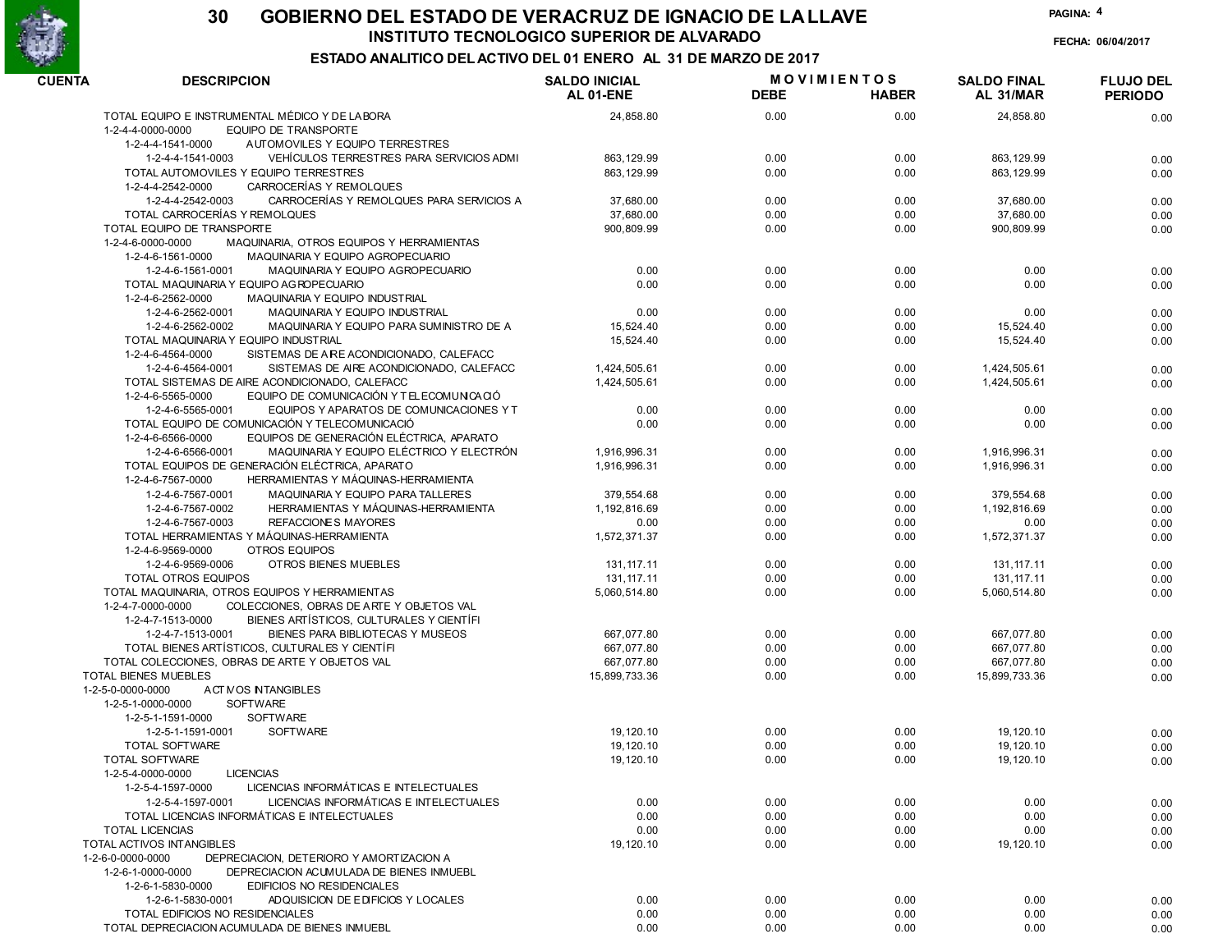# GOBIERNO DEL ESTADO DE VERACRUZ DE IGNACIO DE LA LLAVE

## INSTITUTO TECNOLOGICO SUPERIOR DE ALVARADO

### ESTADO ANALITICO DEL ACTIVO DEL 01 ENERO AL 31 DE MARZO DE 2017

FECHA: 06/04/2017

| CUENTA | DESCRIPCION | SALDO INICIAL AL 01-ENE | MOVIMIENTOS DEBE | MOVIMIENTOS HABER | SALDO FINAL AL 31/MAR | FLUJO DEL PERIODO |
|---|---|---|---|---|---|---|
| | TOTAL EQUIPO E INSTRUMENTAL MÉDICO Y DE LABORA | 24,858.80 | 0.00 | 0.00 | 24,858.80 | 0.00 |
| 1-2-4-4-0000-0000 | EQUIPO DE TRANSPORTE | | | | | |
| 1-2-4-4-1541-0000 | AUTOMOVILES Y EQUIPO TERRESTRES | | | | | |
| 1-2-4-4-1541-0003 | VEHÍCULOS TERRESTRES PARA SERVICIOS ADMI | 863,129.99 | 0.00 | 0.00 | 863,129.99 | 0.00 |
| | TOTAL AUTOMOVILES Y EQUIPO TERRESTRES | 863,129.99 | 0.00 | 0.00 | 863,129.99 | 0.00 |
| 1-2-4-4-2542-0000 | CARROCERÍAS Y REMOLQUES | | | | | |
| 1-2-4-4-2542-0003 | CARROCERÍAS Y REMOLQUES PARA SERVICIOS A | 37,680.00 | 0.00 | 0.00 | 37,680.00 | 0.00 |
| | TOTAL CARROCERÍAS Y REMOLQUES | 37,680.00 | 0.00 | 0.00 | 37,680.00 | 0.00 |
| | TOTAL EQUIPO DE TRANSPORTE | 900,809.99 | 0.00 | 0.00 | 900,809.99 | 0.00 |
| 1-2-4-6-0000-0000 | MAQUINARIA, OTROS EQUIPOS Y HERRAMIENTAS | | | | | |
| 1-2-4-6-1561-0000 | MAQUINARIA Y EQUIPO AGROPECUARIO | | | | | |
| 1-2-4-6-1561-0001 | MAQUINARIA Y EQUIPO AGROPECUARIO | 0.00 | 0.00 | 0.00 | 0.00 | 0.00 |
| | TOTAL MAQUINARIA Y EQUIPO AGROPECUARIO | 0.00 | 0.00 | 0.00 | 0.00 | 0.00 |
| 1-2-4-6-2562-0000 | MAQUINARIA Y EQUIPO INDUSTRIAL | | | | | |
| 1-2-4-6-2562-0001 | MAQUINARIA Y EQUIPO INDUSTRIAL | 0.00 | 0.00 | 0.00 | 0.00 | 0.00 |
| 1-2-4-6-2562-0002 | MAQUINARIA Y EQUIPO PARA SUMINISTRO DE A | 15,524.40 | 0.00 | 0.00 | 15,524.40 | 0.00 |
| | TOTAL MAQUINARIA Y EQUIPO INDUSTRIAL | 15,524.40 | 0.00 | 0.00 | 15,524.40 | 0.00 |
| 1-2-4-6-4564-0000 | SISTEMAS DE AIRE ACONDICIONADO, CALEFACC | | | | | |
| 1-2-4-6-4564-0001 | SISTEMAS DE AIRE ACONDICIONADO, CALEFACC | 1,424,505.61 | 0.00 | 0.00 | 1,424,505.61 | 0.00 |
| | TOTAL SISTEMAS DE AIRE ACONDICIONADO, CALEFACC | 1,424,505.61 | 0.00 | 0.00 | 1,424,505.61 | 0.00 |
| 1-2-4-6-5565-0000 | EQUIPO DE COMUNICACIÓN Y TELECOMUNICACIÓ | | | | | |
| 1-2-4-6-5565-0001 | EQUIPOS Y APARATOS DE COMUNICACIONES Y T | 0.00 | 0.00 | 0.00 | 0.00 | 0.00 |
| | TOTAL EQUIPO DE COMUNICACIÓN Y TELECOMUNICACIÓ | 0.00 | 0.00 | 0.00 | 0.00 | 0.00 |
| 1-2-4-6-6566-0000 | EQUIPOS DE GENERACIÓN ELÉCTRICA, APARATO | | | | | |
| 1-2-4-6-6566-0001 | MAQUINARIA Y EQUIPO ELÉCTRICO Y ELECTRÓN | 1,916,996.31 | 0.00 | 0.00 | 1,916,996.31 | 0.00 |
| | TOTAL EQUIPOS DE GENERACIÓN ELÉCTRICA, APARATO | 1,916,996.31 | 0.00 | 0.00 | 1,916,996.31 | 0.00 |
| 1-2-4-6-7567-0000 | HERRAMIENTAS Y MÁQUINAS-HERRAMIENTA | | | | | |
| 1-2-4-6-7567-0001 | MAQUINARIA Y EQUIPO PARA TALLERES | 379,554.68 | 0.00 | 0.00 | 379,554.68 | 0.00 |
| 1-2-4-6-7567-0002 | HERRAMIENTAS Y MÁQUINAS-HERRAMIENTA | 1,192,816.69 | 0.00 | 0.00 | 1,192,816.69 | 0.00 |
| 1-2-4-6-7567-0003 | REFACCIONES MAYORES | 0.00 | 0.00 | 0.00 | 0.00 | 0.00 |
| | TOTAL HERRAMIENTAS Y MÁQUINAS-HERRAMIENTA | 1,572,371.37 | 0.00 | 0.00 | 1,572,371.37 | 0.00 |
| 1-2-4-6-9569-0000 | OTROS EQUIPOS | | | | | |
| 1-2-4-6-9569-0006 | OTROS BIENES MUEBLES | 131,117.11 | 0.00 | 0.00 | 131,117.11 | 0.00 |
| | TOTAL OTROS EQUIPOS | 131,117.11 | 0.00 | 0.00 | 131,117.11 | 0.00 |
| | TOTAL MAQUINARIA, OTROS EQUIPOS Y HERRAMIENTAS | 5,060,514.80 | 0.00 | 0.00 | 5,060,514.80 | 0.00 |
| 1-2-4-7-0000-0000 | COLECCIONES, OBRAS DE ARTE Y OBJETOS VAL | | | | | |
| 1-2-4-7-1513-0000 | BIENES ARTÍSTICOS, CULTURALES Y CIENTÍFI | | | | | |
| 1-2-4-7-1513-0001 | BIENES PARA BIBLIOTECAS Y MUSEOS | 667,077.80 | 0.00 | 0.00 | 667,077.80 | 0.00 |
| | TOTAL BIENES ARTÍSTICOS, CULTURALES Y CIENTÍFI | 667,077.80 | 0.00 | 0.00 | 667,077.80 | 0.00 |
| | TOTAL COLECCIONES, OBRAS DE ARTE Y OBJETOS VAL | 667,077.80 | 0.00 | 0.00 | 667,077.80 | 0.00 |
| | TOTAL BIENES MUEBLES | 15,899,733.36 | 0.00 | 0.00 | 15,899,733.36 | 0.00 |
| 1-2-5-0-0000-0000 | ACTIVOS INTANGIBLES | | | | | |
| 1-2-5-1-0000-0000 | SOFTWARE | | | | | |
| 1-2-5-1-1591-0000 | SOFTWARE | | | | | |
| 1-2-5-1-1591-0001 | SOFTWARE | 19,120.10 | 0.00 | 0.00 | 19,120.10 | 0.00 |
| | TOTAL SOFTWARE | 19,120.10 | 0.00 | 0.00 | 19,120.10 | 0.00 |
| | TOTAL SOFTWARE | 19,120.10 | 0.00 | 0.00 | 19,120.10 | 0.00 |
| 1-2-5-4-0000-0000 | LICENCIAS | | | | | |
| 1-2-5-4-1597-0000 | LICENCIAS INFORMÁTICAS E INTELECTUALES | | | | | |
| 1-2-5-4-1597-0001 | LICENCIAS INFORMÁTICAS E INTELECTUALES | 0.00 | 0.00 | 0.00 | 0.00 | 0.00 |
| | TOTAL LICENCIAS INFORMÁTICAS E INTELECTUALES | 0.00 | 0.00 | 0.00 | 0.00 | 0.00 |
| | TOTAL LICENCIAS | 0.00 | 0.00 | 0.00 | 0.00 | 0.00 |
| | TOTAL ACTIVOS INTANGIBLES | 19,120.10 | 0.00 | 0.00 | 19,120.10 | 0.00 |
| 1-2-6-0-0000-0000 | DEPRECIACION, DETERIORO Y AMORTIZACION A | | | | | |
| 1-2-6-1-0000-0000 | DEPRECIACION ACUMULADA DE BIENES INMUEBL | | | | | |
| 1-2-6-1-5830-0000 | EDIFICIOS NO RESIDENCIALES | | | | | |
| 1-2-6-1-5830-0001 | ADQUISICION DE EDIFICIOS Y LOCALES | 0.00 | 0.00 | 0.00 | 0.00 | 0.00 |
| | TOTAL EDIFICIOS NO RESIDENCIALES | 0.00 | 0.00 | 0.00 | 0.00 | 0.00 |
| | TOTAL DEPRECIACION ACUMULADA DE BIENES INMUEBL | 0.00 | 0.00 | 0.00 | 0.00 | 0.00 |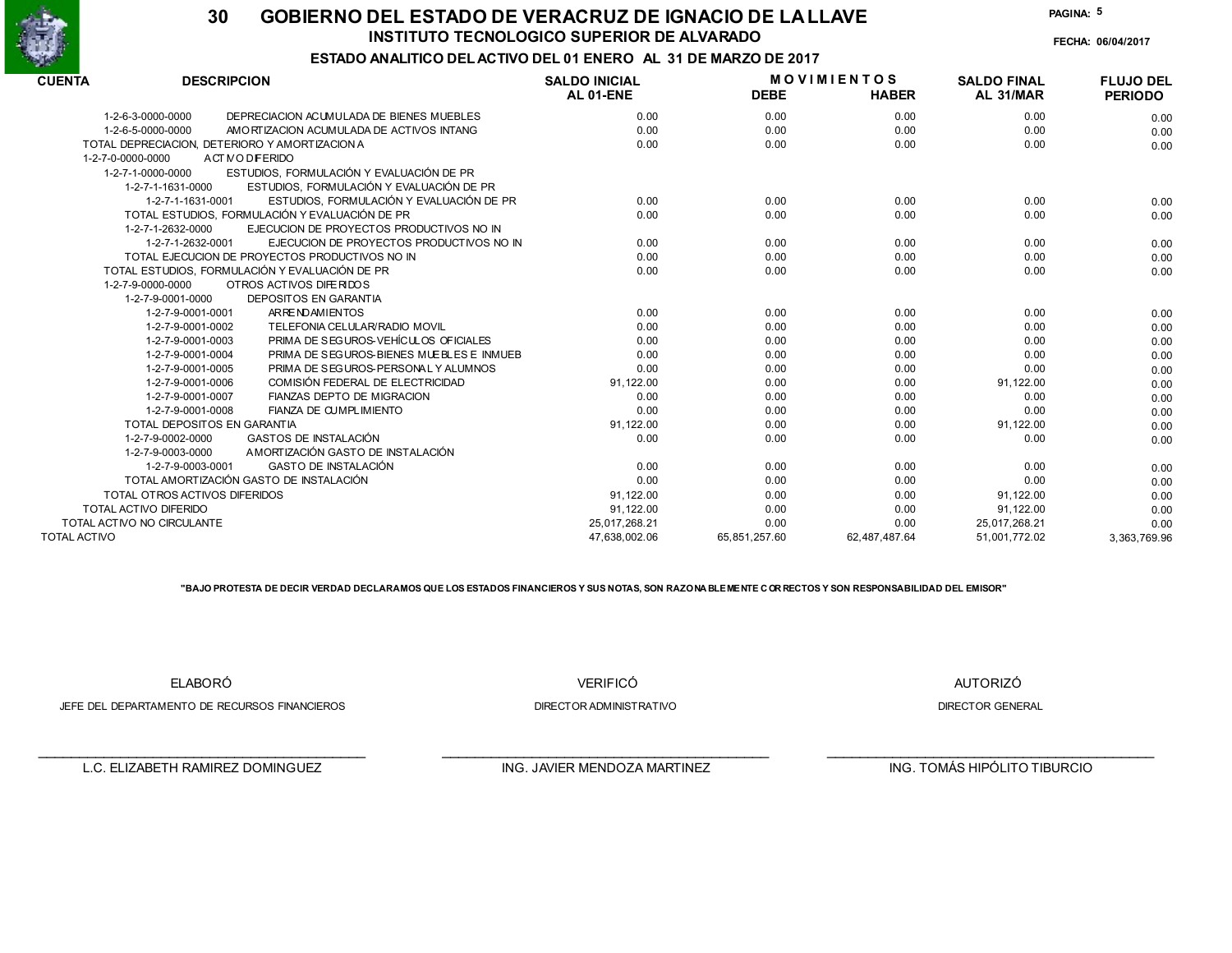# 30 GOBIERNO DEL ESTADO DE VERACRUZ DE IGNACIO DE LA LLAVE

## INSTITUTO TECNOLOGICO SUPERIOR DE ALVARADO

### ESTADO ANALITICO DEL ACTIVO DEL 01 ENERO AL 31 DE MARZO DE 2017

PAGINA: 5

FECHA: 06/04/2017

| CUENTA | DESCRIPCION | SALDO INICIAL AL 01-ENE | MOVIMIENTOS DEBE | MOVIMIENTOS HABER | SALDO FINAL AL 31/MAR | FLUJO DEL PERIODO |
|---|---|---|---|---|---|---|
| 1-2-6-3-0000-0000 | DEPRECIACION ACUMULADA DE BIENES MUEBLES | 0.00 | 0.00 | 0.00 | 0.00 | 0.00 |
| 1-2-6-5-0000-0000 | AMORTIZACION ACUMULADA DE ACTIVOS INTANG | 0.00 | 0.00 | 0.00 | 0.00 | 0.00 |
| TOTAL DEPRECIACION, DETERIORO Y AMORTIZACION A | | 0.00 | 0.00 | 0.00 | 0.00 | 0.00 |
| 1-2-7-0-0000-0000 | ACTIVO DIFERIDO | | | | | |
| 1-2-7-1-0000-0000 | ESTUDIOS, FORMULACIÓN Y EVALUACIÓN DE PR | | | | | |
| 1-2-7-1-1631-0000 | ESTUDIOS, FORMULACIÓN Y EVALUACIÓN DE PR | | | | | |
| 1-2-7-1-1631-0001 | ESTUDIOS, FORMULACIÓN Y EVALUACIÓN DE PR | 0.00 | 0.00 | 0.00 | 0.00 | 0.00 |
| TOTAL ESTUDIOS, FORMULACIÓN Y EVALUACIÓN DE PR | | 0.00 | 0.00 | 0.00 | 0.00 | 0.00 |
| 1-2-7-1-2632-0000 | EJECUCION DE PROYECTOS PRODUCTIVOS NO IN | | | | | |
| 1-2-7-1-2632-0001 | EJECUCION DE PROYECTOS PRODUCTIVOS NO IN | 0.00 | 0.00 | 0.00 | 0.00 | 0.00 |
| TOTAL EJECUCION DE PROYECTOS PRODUCTIVOS NO IN | | 0.00 | 0.00 | 0.00 | 0.00 | 0.00 |
| TOTAL ESTUDIOS, FORMULACIÓN Y EVALUACIÓN DE PR | | 0.00 | 0.00 | 0.00 | 0.00 | 0.00 |
| 1-2-7-9-0000-0000 | OTROS ACTIVOS DIFERIDOS | | | | | |
| 1-2-7-9-0001-0000 | DEPOSITOS EN GARANTIA | | | | | |
| 1-2-7-9-0001-0001 | ARRENDAMIENTOS | 0.00 | 0.00 | 0.00 | 0.00 | 0.00 |
| 1-2-7-9-0001-0002 | TELEFONIA CELULAR/RADIO MOVIL | 0.00 | 0.00 | 0.00 | 0.00 | 0.00 |
| 1-2-7-9-0001-0003 | PRIMA DE SEGUROS-VEHÍCULOS OFICIALES | 0.00 | 0.00 | 0.00 | 0.00 | 0.00 |
| 1-2-7-9-0001-0004 | PRIMA DE SEGUROS-BIENES MUEBLES E INMUEB | 0.00 | 0.00 | 0.00 | 0.00 | 0.00 |
| 1-2-7-9-0001-0005 | PRIMA DE SEGUROS-PERSONAL Y ALUMNOS | 0.00 | 0.00 | 0.00 | 0.00 | 0.00 |
| 1-2-7-9-0001-0006 | COMISIÓN FEDERAL DE ELECTRICIDAD | 91,122.00 | 0.00 | 0.00 | 91,122.00 | 0.00 |
| 1-2-7-9-0001-0007 | FIANZAS DEPTO DE MIGRACION | 0.00 | 0.00 | 0.00 | 0.00 | 0.00 |
| 1-2-7-9-0001-0008 | FIANZA DE CUMPLIMIENTO | 0.00 | 0.00 | 0.00 | 0.00 | 0.00 |
| TOTAL DEPOSITOS EN GARANTIA | | 91,122.00 | 0.00 | 0.00 | 91,122.00 | 0.00 |
| 1-2-7-9-0002-0000 | GASTOS DE INSTALACIÓN | 0.00 | 0.00 | 0.00 | 0.00 | 0.00 |
| 1-2-7-9-0003-0000 | AMORTIZACIÓN GASTO DE INSTALACIÓN | | | | | |
| 1-2-7-9-0003-0001 | GASTO DE INSTALACIÓN | 0.00 | 0.00 | 0.00 | 0.00 | 0.00 |
| TOTAL AMORTIZACIÓN GASTO DE INSTALACIÓN | | 0.00 | 0.00 | 0.00 | 0.00 | 0.00 |
| TOTAL OTROS ACTIVOS DIFERIDOS | | 91,122.00 | 0.00 | 0.00 | 91,122.00 | 0.00 |
| TOTAL ACTIVO DIFERIDO | | 91,122.00 | 0.00 | 0.00 | 91,122.00 | 0.00 |
| TOTAL ACTIVO NO CIRCULANTE | | 25,017,268.21 | 0.00 | 0.00 | 25,017,268.21 | 0.00 |
| TOTAL ACTIVO | | 47,638,002.06 | 65,851,257.60 | 62,487,487.64 | 51,001,772.02 | 3,363,769.96 |

**"BAJO PROTESTA DE DECIR VERDAD DECLARAMOS QUE LOS ESTADOS FINANCIEROS Y SUS NOTAS, SON RAZONABLEMENTE CORRECTOS Y SON RESPONSABILIDAD DEL EMISOR"**

| ELABORÓ | VERIFICÓ | AUTORIZÓ |
|---|---|---|
| JEFE DEL DEPARTAMENTO DE RECURSOS FINANCIEROS | DIRECTOR ADMINISTRATIVO | DIRECTOR GENERAL |
| L.C. ELIZABETH RAMIREZ DOMINGUEZ | ING. JAVIER MENDOZA MARTINEZ | ING. TOMÁS HIPÓLITO TIBURCIO |